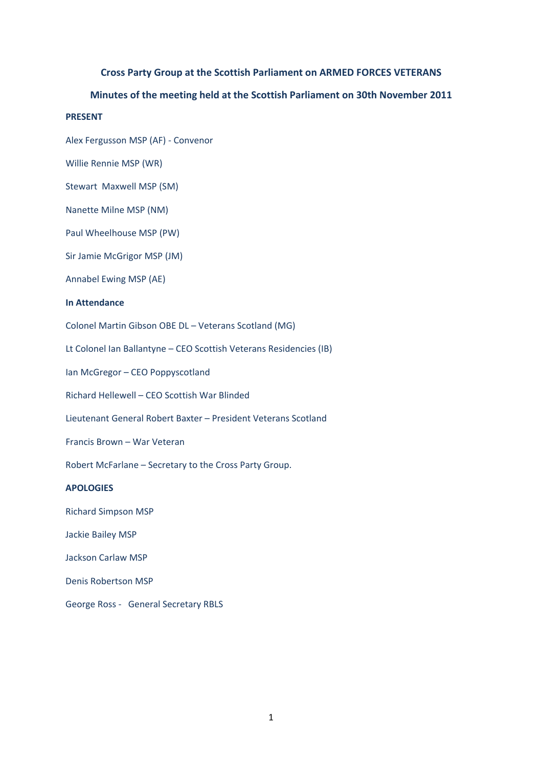# Cross Party Group at the Scottish Parliament on ARMED FORCES VETERANS

## Minutes of the meeting held at the Scottish Parliament on 30th November 2011

**PRESENT**

Alex Fergusson MSP (AF) - Convenor

Willie Rennie MSP (WR)

Stewart Maxwell MSP (SM)

Nanette Milne MSP (NM)

Paul Wheelhouse MSP (PW)

Sir Jamie McGrigor MSP (JM)

Annabel Ewing MSP (AE)

**In Attendance**

Colonel Martin Gibson OBE DL – Veterans Scotland (MG)

Lt Colonel Ian Ballantyne – CEO Scottish Veterans Residencies (IB)

Ian McGregor – CEO Poppyscotland

Richard Hellewell – CEO Scottish War Blinded

Lieutenant General Robert Baxter – President Veterans Scotland

Francis Brown – War Veteran

Robert McFarlane – Secretary to the Cross Party Group.

**APOLOGIES**

Richard Simpson MSP

Jackie Bailey MSP

Jackson Carlaw MSP

Denis Robertson MSP

George Ross - General Secretary RBLS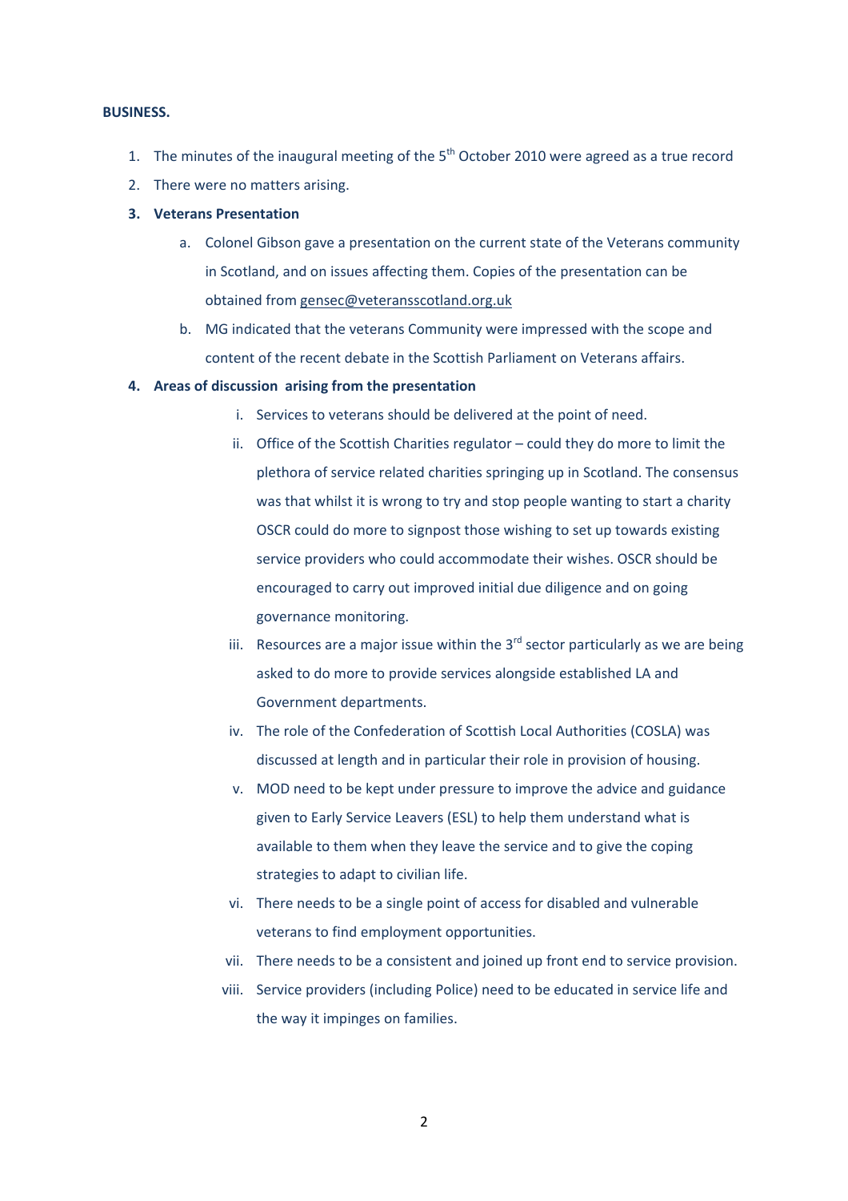**BUSINESS.**

1. The minutes of the inaugural meeting of the 5th October 2010 were agreed as a true record
2. There were no matters arising.
3. **Veterans Presentation**
    a. Colonel Gibson gave a presentation on the current state of the Veterans community in Scotland, and on issues affecting them. Copies of the presentation can be obtained from gensec@veteransscotland.org.uk
    b. MG indicated that the veterans Community were impressed with the scope and content of the recent debate in the Scottish Parliament on Veterans affairs.
4. **Areas of discussion arising from the presentation**
    i. Services to veterans should be delivered at the point of need.
    ii. Office of the Scottish Charities regulator – could they do more to limit the plethora of service related charities springing up in Scotland. The consensus was that whilst it is wrong to try and stop people wanting to start a charity OSCR could do more to signpost those wishing to set up towards existing service providers who could accommodate their wishes. OSCR should be encouraged to carry out improved initial due diligence and on going governance monitoring.
    iii. Resources are a major issue within the 3rd sector particularly as we are being asked to do more to provide services alongside established LA and Government departments.
    iv. The role of the Confederation of Scottish Local Authorities (COSLA) was discussed at length and in particular their role in provision of housing.
    v. MOD need to be kept under pressure to improve the advice and guidance given to Early Service Leavers (ESL) to help them understand what is available to them when they leave the service and to give the coping strategies to adapt to civilian life.
    vi. There needs to be a single point of access for disabled and vulnerable veterans to find employment opportunities.
    vii. There needs to be a consistent and joined up front end to service provision.
    viii. Service providers (including Police) need to be educated in service life and the way it impinges on families.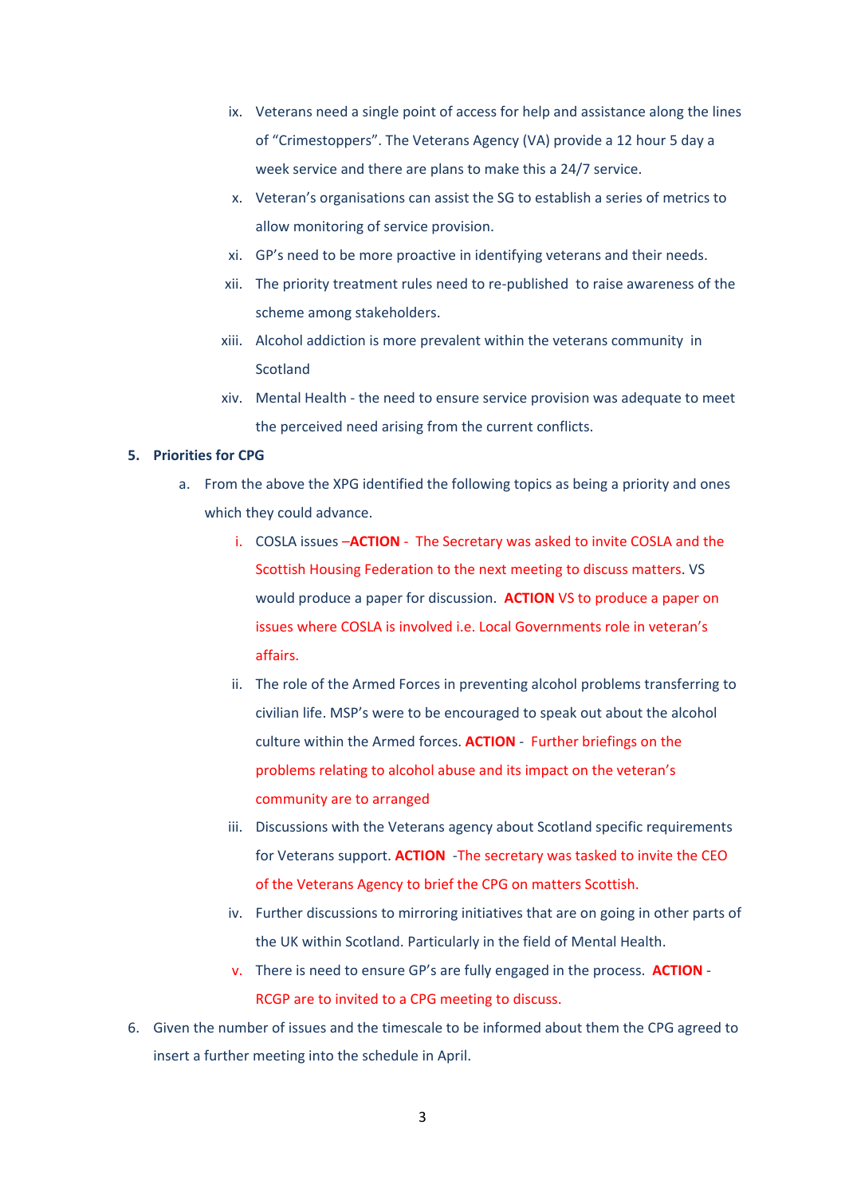ix. Veterans need a single point of access for help and assistance along the lines of "Crimestoppers". The Veterans Agency (VA) provide a 12 hour 5 day a week service and there are plans to make this a 24/7 service.

x. Veteran's organisations can assist the SG to establish a series of metrics to allow monitoring of service provision.

xi. GP's need to be more proactive in identifying veterans and their needs.

xii. The priority treatment rules need to re-published to raise awareness of the scheme among stakeholders.

xiii. Alcohol addiction is more prevalent within the veterans community in Scotland

xiv. Mental Health - the need to ensure service provision was adequate to meet the perceived need arising from the current conflicts.

**5. Priorities for CPG**

a. From the above the XPG identified the following topics as being a priority and ones which they could advance.

i. COSLA issues –**ACTION** - The Secretary was asked to invite COSLA and the Scottish Housing Federation to the next meeting to discuss matters. VS would produce a paper for discussion. **ACTION** VS to produce a paper on issues where COSLA is involved i.e. Local Governments role in veteran's affairs.

ii. The role of the Armed Forces in preventing alcohol problems transferring to civilian life. MSP's were to be encouraged to speak out about the alcohol culture within the Armed forces. **ACTION** - Further briefings on the problems relating to alcohol abuse and its impact on the veteran's community are to arranged

iii. Discussions with the Veterans agency about Scotland specific requirements for Veterans support. **ACTION** -The secretary was tasked to invite the CEO of the Veterans Agency to brief the CPG on matters Scottish.

iv. Further discussions to mirroring initiatives that are on going in other parts of the UK within Scotland. Particularly in the field of Mental Health.

v. There is need to ensure GP's are fully engaged in the process. **ACTION** - RCGP are to invited to a CPG meeting to discuss.

6. Given the number of issues and the timescale to be informed about them the CPG agreed to insert a further meeting into the schedule in April.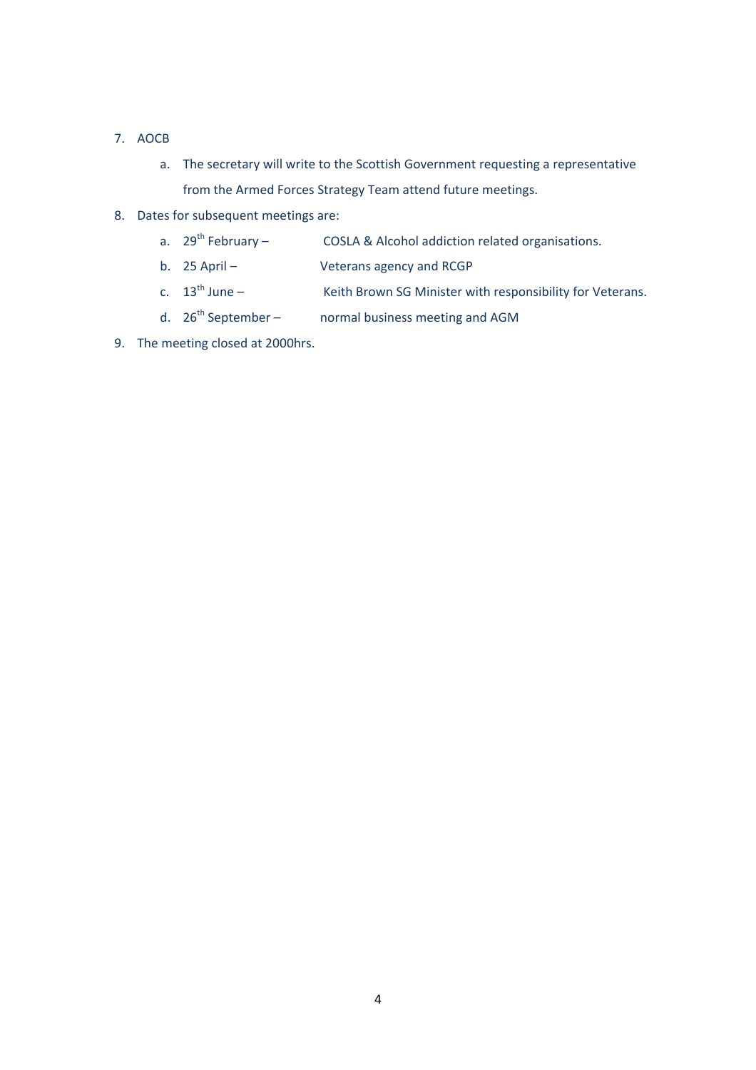7. AOCB

   a. The secretary will write to the Scottish Government requesting a representative from the Armed Forces Strategy Team attend future meetings.

8. Dates for subsequent meetings are:

   a. 29th February – COSLA & Alcohol addiction related organisations.

   b. 25 April – Veterans agency and RCGP

   c. 13th June – Keith Brown SG Minister with responsibility for Veterans.

   d. 26th September – normal business meeting and AGM

9. The meeting closed at 2000hrs.